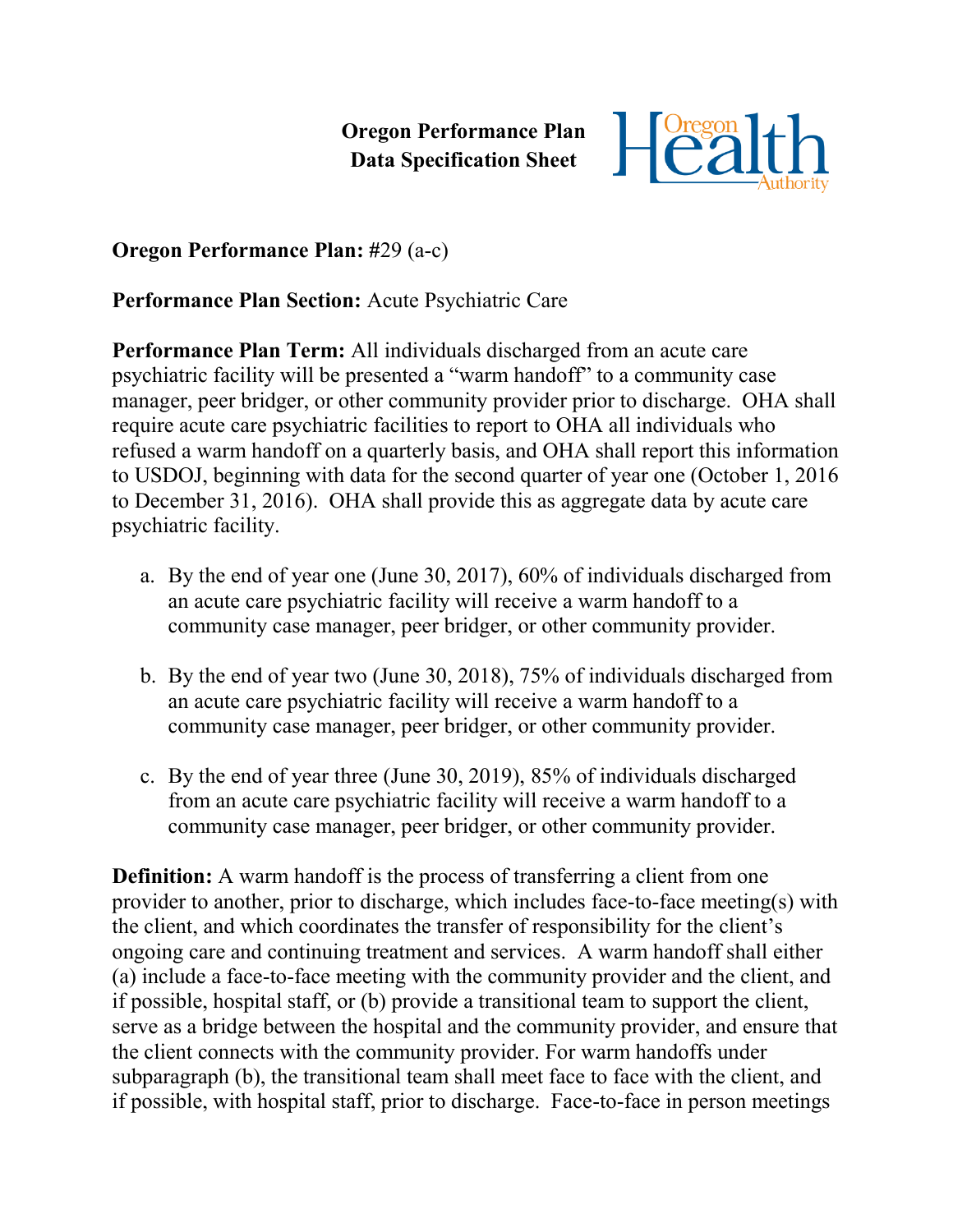**Oregon Performance Plan**
**Data Specification Sheet**

**Oregon Performance Plan:** #29 (a-c)

**Performance Plan Section:** Acute Psychiatric Care

**Performance Plan Term:** All individuals discharged from an acute care psychiatric facility will be presented a "warm handoff" to a community case manager, peer bridger, or other community provider prior to discharge. OHA shall require acute care psychiatric facilities to report to OHA all individuals who refused a warm handoff on a quarterly basis, and OHA shall report this information to USDOJ, beginning with data for the second quarter of year one (October 1, 2016 to December 31, 2016). OHA shall provide this as aggregate data by acute care psychiatric facility.

a. By the end of year one (June 30, 2017), 60% of individuals discharged from an acute care psychiatric facility will receive a warm handoff to a community case manager, peer bridger, or other community provider.

b. By the end of year two (June 30, 2018), 75% of individuals discharged from an acute care psychiatric facility will receive a warm handoff to a community case manager, peer bridger, or other community provider.

c. By the end of year three (June 30, 2019), 85% of individuals discharged from an acute care psychiatric facility will receive a warm handoff to a community case manager, peer bridger, or other community provider.

**Definition:** A warm handoff is the process of transferring a client from one provider to another, prior to discharge, which includes face-to-face meeting(s) with the client, and which coordinates the transfer of responsibility for the client's ongoing care and continuing treatment and services. A warm handoff shall either (a) include a face-to-face meeting with the community provider and the client, and if possible, hospital staff, or (b) provide a transitional team to support the client, serve as a bridge between the hospital and the community provider, and ensure that the client connects with the community provider. For warm handoffs under subparagraph (b), the transitional team shall meet face to face with the client, and if possible, with hospital staff, prior to discharge. Face-to-face in person meetings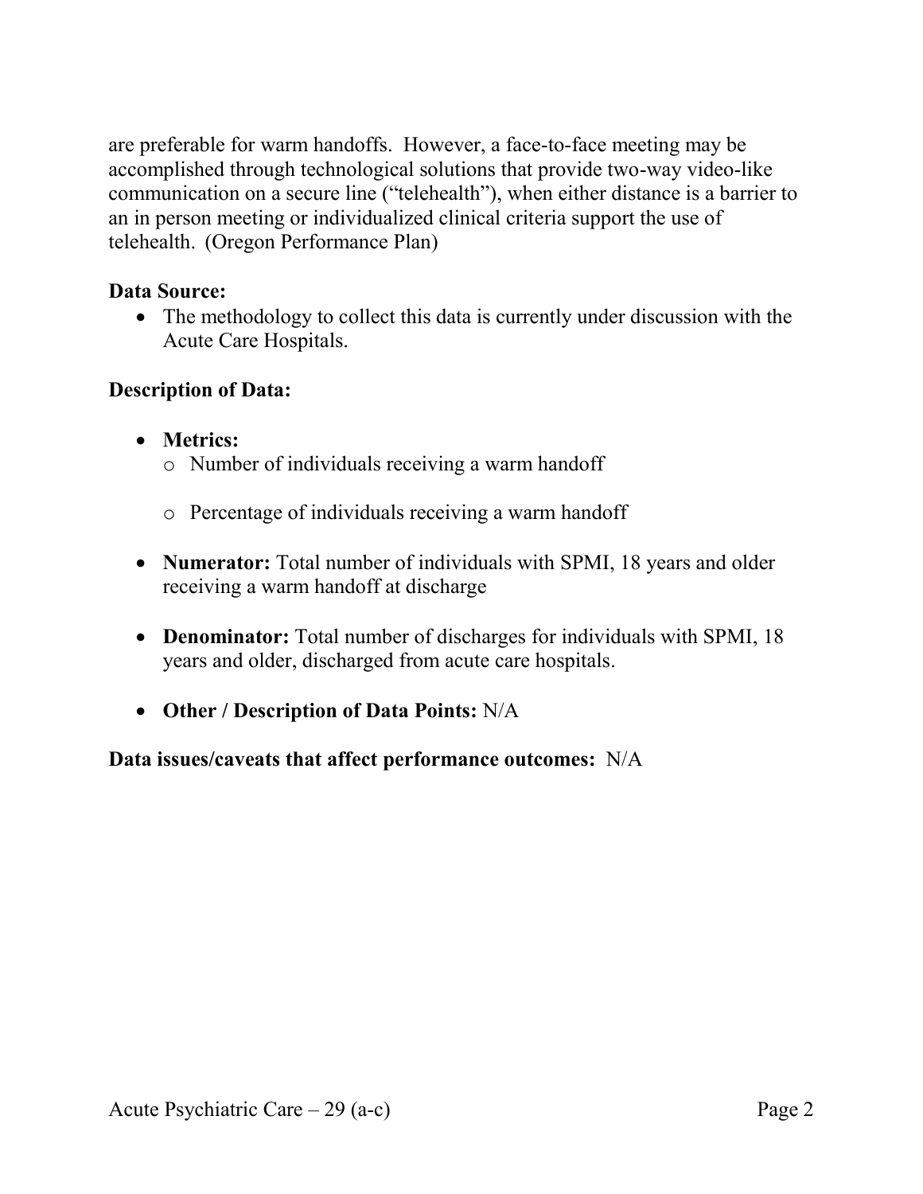are preferable for warm handoffs. However, a face-to-face meeting may be accomplished through technological solutions that provide two-way video-like communication on a secure line ("telehealth"), when either distance is a barrier to an in person meeting or individualized clinical criteria support the use of telehealth. (Oregon Performance Plan)

**Data Source:**

- The methodology to collect this data is currently under discussion with the Acute Care Hospitals.

**Description of Data:**

- **Metrics:**
  - Number of individuals receiving a warm handoff
  - Percentage of individuals receiving a warm handoff
- **Numerator:** Total number of individuals with SPMI, 18 years and older receiving a warm handoff at discharge
- **Denominator:** Total number of discharges for individuals with SPMI, 18 years and older, discharged from acute care hospitals.
- **Other / Description of Data Points:** N/A

**Data issues/caveats that affect performance outcomes:** N/A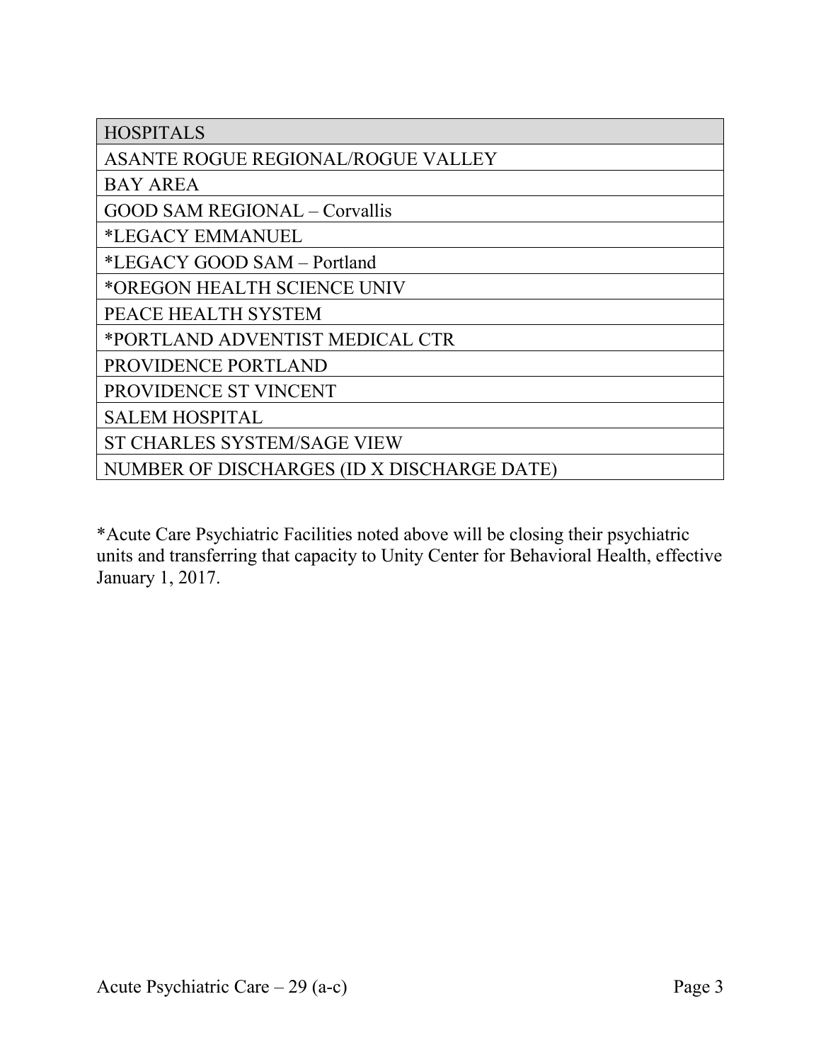| HOSPITALS |
| --- |
| ASANTE ROGUE REGIONAL/ROGUE VALLEY |
| BAY AREA |
| GOOD SAM REGIONAL – Corvallis |
| *LEGACY EMMANUEL |
| *LEGACY GOOD SAM – Portland |
| *OREGON HEALTH SCIENCE UNIV |
| PEACE HEALTH SYSTEM |
| *PORTLAND ADVENTIST MEDICAL CTR |
| PROVIDENCE PORTLAND |
| PROVIDENCE ST VINCENT |
| SALEM HOSPITAL |
| ST CHARLES SYSTEM/SAGE VIEW |
| NUMBER OF DISCHARGES (ID X DISCHARGE DATE) |

*Acute Care Psychiatric Facilities noted above will be closing their psychiatric units and transferring that capacity to Unity Center for Behavioral Health, effective January 1, 2017.

Acute Psychiatric Care – 29 (a-c)